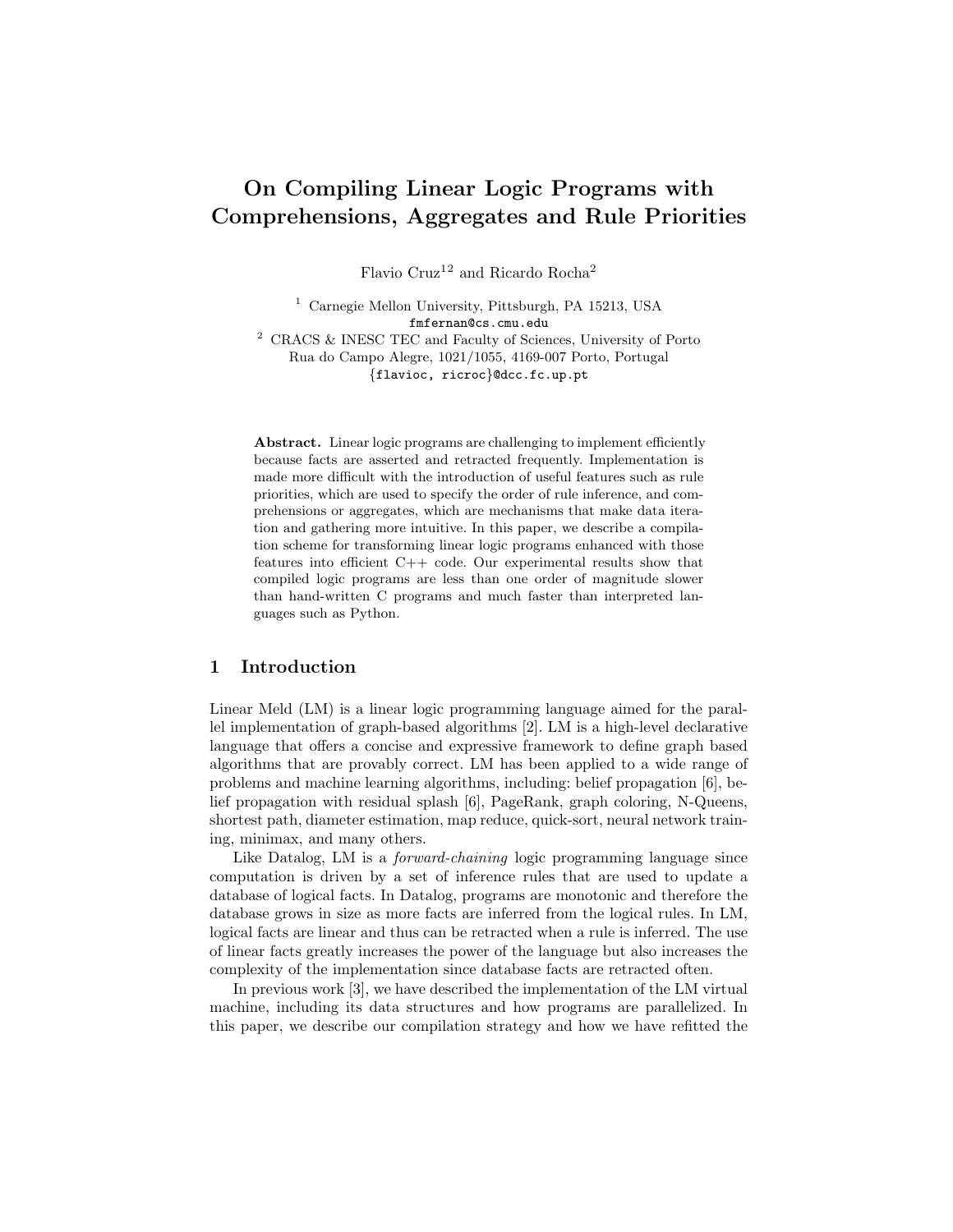# On Compiling Linear Logic Programs with Comprehensions, Aggregates and Rule Priorities

Flavio Cruz[1,2] and Ricardo Rocha[2]

[1] Carnegie Mellon University, Pittsburgh, PA 15213, USA
fmfernan@cs.cmu.edu

[2] CRACS & INESC TEC and Faculty of Sciences, University of Porto
Rua do Campo Alegre, 1021/1055, 4169-007 Porto, Portugal
{flavioc, ricroc}@dcc.fc.up.pt

**Abstract.** Linear logic programs are challenging to implement efficiently because facts are asserted and retracted frequently. Implementation is made more difficult with the introduction of useful features such as rule priorities, which are used to specify the order of rule inference, and comprehensions or aggregates, which are mechanisms that make data iteration and gathering more intuitive. In this paper, we describe a compilation scheme for transforming linear logic programs enhanced with those features into efficient C++ code. Our experimental results show that compiled logic programs are less than one order of magnitude slower than hand-written C programs and much faster than interpreted languages such as Python.

## 1 Introduction

Linear Meld (LM) is a linear logic programming language aimed for the parallel implementation of graph-based algorithms [2]. LM is a high-level declarative language that offers a concise and expressive framework to define graph based algorithms that are provably correct. LM has been applied to a wide range of problems and machine learning algorithms, including: belief propagation [6], belief propagation with residual splash [6], PageRank, graph coloring, N-Queens, shortest path, diameter estimation, map reduce, quick-sort, neural network training, minimax, and many others.

Like Datalog, LM is a *forward-chaining* logic programming language since computation is driven by a set of inference rules that are used to update a database of logical facts. In Datalog, programs are monotonic and therefore the database grows in size as more facts are inferred from the logical rules. In LM, logical facts are linear and thus can be retracted when a rule is inferred. The use of linear facts greatly increases the power of the language but also increases the complexity of the implementation since database facts are retracted often.

In previous work [3], we have described the implementation of the LM virtual machine, including its data structures and how programs are parallelized. In this paper, we describe our compilation strategy and how we have refitted the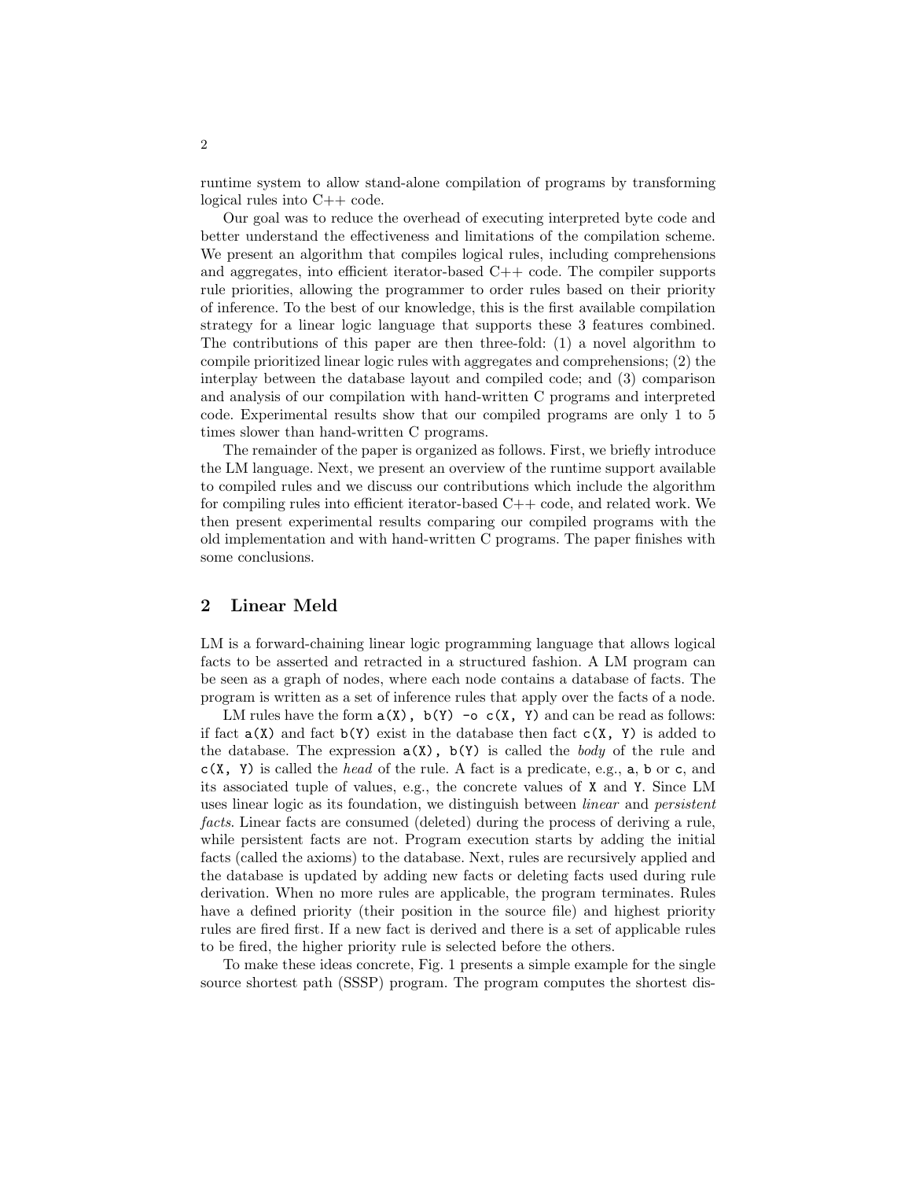runtime system to allow stand-alone compilation of programs by transforming logical rules into C++ code.

Our goal was to reduce the overhead of executing interpreted byte code and better understand the effectiveness and limitations of the compilation scheme. We present an algorithm that compiles logical rules, including comprehensions and aggregates, into efficient iterator-based C++ code. The compiler supports rule priorities, allowing the programmer to order rules based on their priority of inference. To the best of our knowledge, this is the first available compilation strategy for a linear logic language that supports these 3 features combined. The contributions of this paper are then three-fold: (1) a novel algorithm to compile prioritized linear logic rules with aggregates and comprehensions; (2) the interplay between the database layout and compiled code; and (3) comparison and analysis of our compilation with hand-written C programs and interpreted code. Experimental results show that our compiled programs are only 1 to 5 times slower than hand-written C programs.

The remainder of the paper is organized as follows. First, we briefly introduce the LM language. Next, we present an overview of the runtime support available to compiled rules and we discuss our contributions which include the algorithm for compiling rules into efficient iterator-based C++ code, and related work. We then present experimental results comparing our compiled programs with the old implementation and with hand-written C programs. The paper finishes with some conclusions.

## 2 Linear Meld

LM is a forward-chaining linear logic programming language that allows logical facts to be asserted and retracted in a structured fashion. A LM program can be seen as a graph of nodes, where each node contains a database of facts. The program is written as a set of inference rules that apply over the facts of a node.

LM rules have the form `a(X), b(Y) -o c(X, Y)` and can be read as follows: if fact `a(X)` and fact `b(Y)` exist in the database then fact `c(X, Y)` is added to the database. The expression `a(X), b(Y)` is called the *body* of the rule and `c(X, Y)` is called the *head* of the rule. A fact is a predicate, e.g., `a`, `b` or `c`, and its associated tuple of values, e.g., the concrete values of `X` and `Y`. Since LM uses linear logic as its foundation, we distinguish between *linear* and *persistent facts*. Linear facts are consumed (deleted) during the process of deriving a rule, while persistent facts are not. Program execution starts by adding the initial facts (called the axioms) to the database. Next, rules are recursively applied and the database is updated by adding new facts or deleting facts used during rule derivation. When no more rules are applicable, the program terminates. Rules have a defined priority (their position in the source file) and highest priority rules are fired first. If a new fact is derived and there is a set of applicable rules to be fired, the higher priority rule is selected before the others.

To make these ideas concrete, Fig. 1 presents a simple example for the single source shortest path (SSSP) program. The program computes the shortest dis-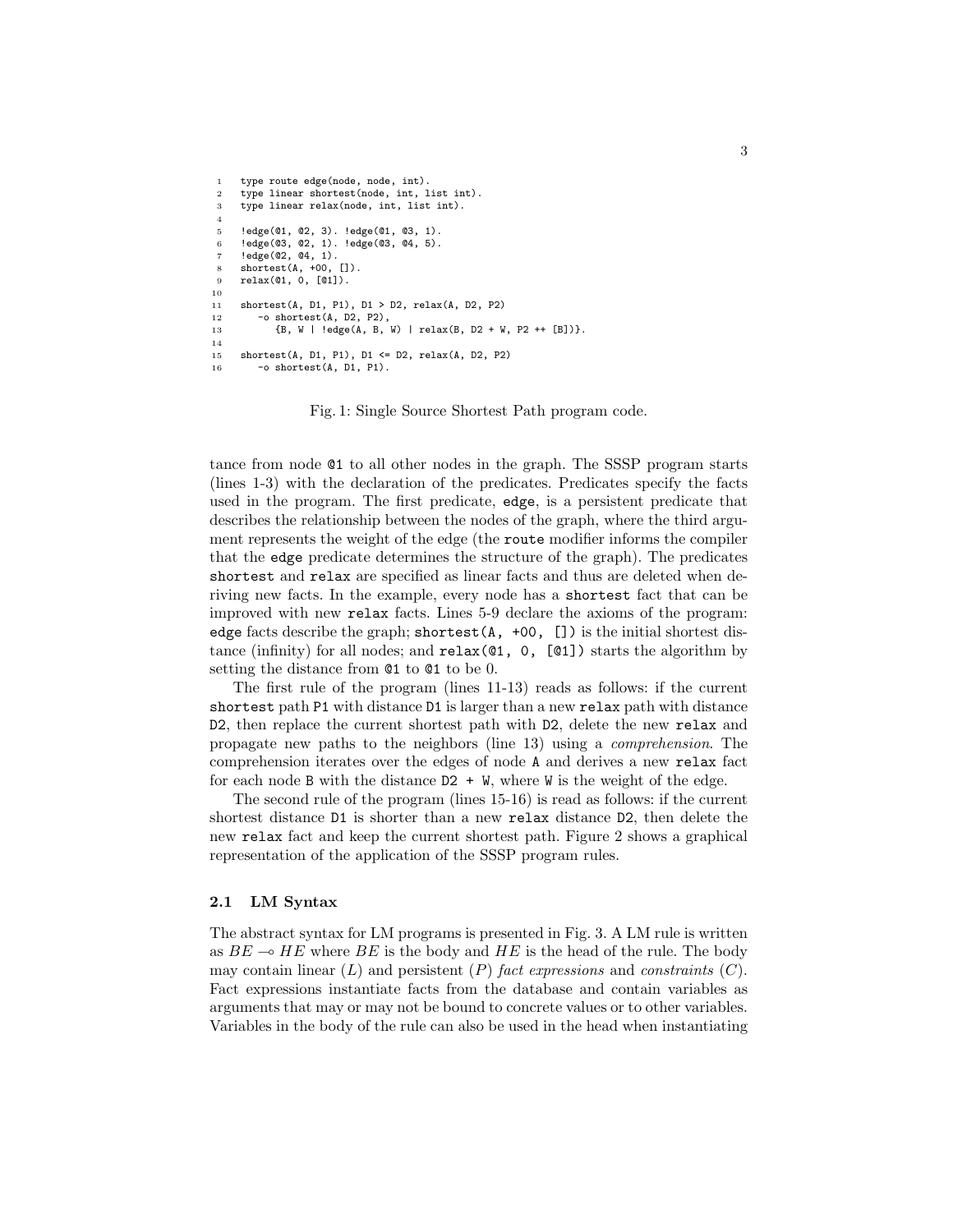```
1  type route edge(node, node, int).
2  type linear shortest(node, int, list int).
3  type linear relax(node, int, list int).
4
5  !edge(@1, @2, 3). !edge(@1, @3, 1).
6  !edge(@3, @2, 1). !edge(@3, @4, 5).
7  !edge(@2, @4, 1).
8  shortest(A, +00, []).
9  relax(@1, 0, [@1]).
10
11 shortest(A, D1, P1), D1 > D2, relax(A, D2, P2)
12    -o shortest(A, D2, P2),
13       {B, W | !edge(A, B, W) | relax(B, D2 + W, P2 ++ [B])}.
14
15 shortest(A, D1, P1), D1 <= D2, relax(A, D2, P2)
16    -o shortest(A, D1, P1).
```

Fig. 1: Single Source Shortest Path program code.

tance from node `@1` to all other nodes in the graph. The SSSP program starts (lines 1-3) with the declaration of the predicates. Predicates specify the facts used in the program. The first predicate, `edge`, is a persistent predicate that describes the relationship between the nodes of the graph, where the third argument represents the weight of the edge (the `route` modifier informs the compiler that the `edge` predicate determines the structure of the graph). The predicates `shortest` and `relax` are specified as linear facts and thus are deleted when deriving new facts. In the example, every node has a `shortest` fact that can be improved with new `relax` facts. Lines 5-9 declare the axioms of the program: `edge` facts describe the graph; `shortest(A, +00, [])` is the initial shortest distance (infinity) for all nodes; and `relax(@1, 0, [@1])` starts the algorithm by setting the distance from `@1` to `@1` to be 0.

The first rule of the program (lines 11-13) reads as follows: if the current `shortest` path `P1` with distance `D1` is larger than a new `relax` path with distance `D2`, then replace the current shortest path with `D2`, delete the new `relax` and propagate new paths to the neighbors (line 13) using a *comprehension*. The comprehension iterates over the edges of node `A` and derives a new `relax` fact for each node `B` with the distance `D2 + W`, where `W` is the weight of the edge.

The second rule of the program (lines 15-16) is read as follows: if the current shortest distance `D1` is shorter than a new `relax` distance `D2`, then delete the new `relax` fact and keep the current shortest path. Figure 2 shows a graphical representation of the application of the SSSP program rules.

### 2.1 LM Syntax

The abstract syntax for LM programs is presented in Fig. 3. A LM rule is written as $BE \multimap HE$ where $BE$ is the body and $HE$ is the head of the rule. The body may contain linear ($L$) and persistent ($P$) *fact expressions* and *constraints* ($C$). Fact expressions instantiate facts from the database and contain variables as arguments that may or may not be bound to concrete values or to other variables. Variables in the body of the rule can also be used in the head when instantiating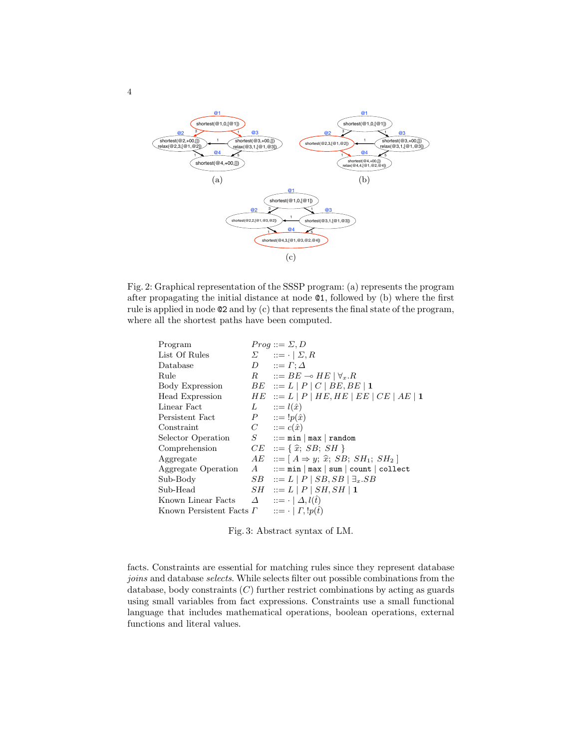Fig. 2: Graphical representation of the SSSP program: (a) represents the program after propagating the initial distance at node `@1`, followed by (b) where the first rule is applied in node `@2` and by (c) that represents the final state of the program, where all the shortest paths have been computed.

| | | |
|---|---|---|
| Program | $Prog$ | $::= \Sigma, D$ |
| List Of Rules | $\Sigma$ | $::= \cdot \mid \Sigma, R$ |
| Database | $D$ | $::= \Gamma; \Delta$ |
| Rule | $R$ | $::= BE \multimap HE \mid \forall_x . R$ |
| Body Expression | $BE$ | $::= L \mid P \mid C \mid BE, BE \mid \mathbf{1}$ |
| Head Expression | $HE$ | $::= L \mid P \mid HE, HE \mid EE \mid CE \mid AE \mid \mathbf{1}$ |
| Linear Fact | $L$ | $::= l(\hat{x})$ |
| Persistent Fact | $P$ | $::= !p(\hat{x})$ |
| Constraint | $C$ | $::= c(\hat{x})$ |
| Selector Operation | $S$ | $::= \texttt{min} \mid \texttt{max} \mid \texttt{random}$ |
| Comprehension | $CE$ | $::= \{ \ \widehat{x}; \ SB; \ SH \ \}$ |
| Aggregate | $AE$ | $::= [ \ A \Rightarrow y; \ \widehat{x}; \ SB; \ SH_1; \ SH_2 \ ]$ |
| Aggregate Operation | $A$ | $::= \texttt{min} \mid \texttt{max} \mid \texttt{sum} \mid \texttt{count} \mid \texttt{collect}$ |
| Sub-Body | $SB$ | $::= L \mid P \mid SB, SB \mid \exists_x . SB$ |
| Sub-Head | $SH$ | $::= L \mid P \mid SH, SH \mid \mathbf{1}$ |
| Known Linear Facts | $\Delta$ | $::= \cdot \mid \Delta, l(\hat{t})$ |
| Known Persistent Facts | $\Gamma$ | $::= \cdot \mid \Gamma, !p(\hat{t})$ |

Fig. 3: Abstract syntax of LM.

facts. Constraints are essential for matching rules since they represent database *joins* and database *selects*. While selects filter out possible combinations from the database, body constraints ($C$) further restrict combinations by acting as guards using small variables from fact expressions. Constraints use a small functional language that includes mathematical operations, boolean operations, external functions and literal values.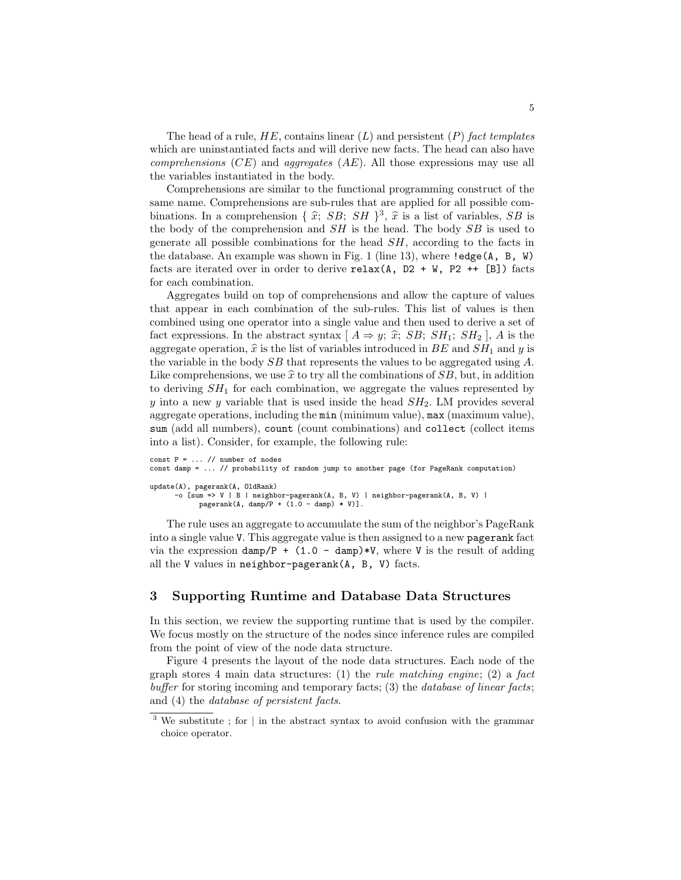The head of a rule, $HE$, contains linear ($L$) and persistent ($P$) *fact templates* which are uninstantiated facts and will derive new facts. The head can also have *comprehensions* ($CE$) and *aggregates* ($AE$). All those expressions may use all the variables instantiated in the body.

Comprehensions are similar to the functional programming construct of the same name. Comprehensions are sub-rules that are applied for all possible combinations. In a comprehension $\{\ \widehat{x};\ SB;\ SH\ \}$[3], $\widehat{x}$ is a list of variables, $SB$ is the body of the comprehension and $SH$ is the head. The body $SB$ is used to generate all possible combinations for the head $SH$, according to the facts in the database. An example was shown in Fig. 1 (line 13), where `!edge(A, B, W)` facts are iterated over in order to derive `relax(A, D2 + W, P2 ++ [B])` facts for each combination.

Aggregates build on top of comprehensions and allow the capture of values that appear in each combination of the sub-rules. This list of values is then combined using one operator into a single value and then used to derive a set of fact expressions. In the abstract syntax $[\ A \Rightarrow y;\ \widehat{x};\ SB;\ SH_1;\ SH_2\ ]$, $A$ is the aggregate operation, $\widehat{x}$ is the list of variables introduced in $BE$ and $SH_1$ and $y$ is the variable in the body $SB$ that represents the values to be aggregated using $A$. Like comprehensions, we use $\widehat{x}$ to try all the combinations of $SB$, but, in addition to deriving $SH_1$ for each combination, we aggregate the values represented by $y$ into a new $y$ variable that is used inside the head $SH_2$. LM provides several aggregate operations, including the `min` (minimum value), `max` (maximum value), `sum` (add all numbers), `count` (count combinations) and `collect` (collect items into a list). Consider, for example, the following rule:

```
const P = ... // number of nodes
const damp = ... // probability of random jump to another page (for PageRank computation)

update(A), pagerank(A, OldRank)
      -o [sum => V | B | neighbor-pagerank(A, B, V) | neighbor-pagerank(A, B, V) |
            pagerank(A, damp/P + (1.0 - damp) * V)].
```

The rule uses an aggregate to accumulate the sum of the neighbor's PageRank into a single value `V`. This aggregate value is then assigned to a new `pagerank` fact via the expression `damp/P + (1.0 - damp)*V`, where `V` is the result of adding all the `V` values in `neighbor-pagerank(A, B, V)` facts.

## 3 Supporting Runtime and Database Data Structures

In this section, we review the supporting runtime that is used by the compiler. We focus mostly on the structure of the nodes since inference rules are compiled from the point of view of the node data structure.

Figure 4 presents the layout of the node data structures. Each node of the graph stores 4 main data structures: (1) the *rule matching engine*; (2) a *fact buffer* for storing incoming and temporary facts; (3) the *database of linear facts*; and (4) the *database of persistent facts*.

---

[3] We substitute ; for | in the abstract syntax to avoid confusion with the grammar choice operator.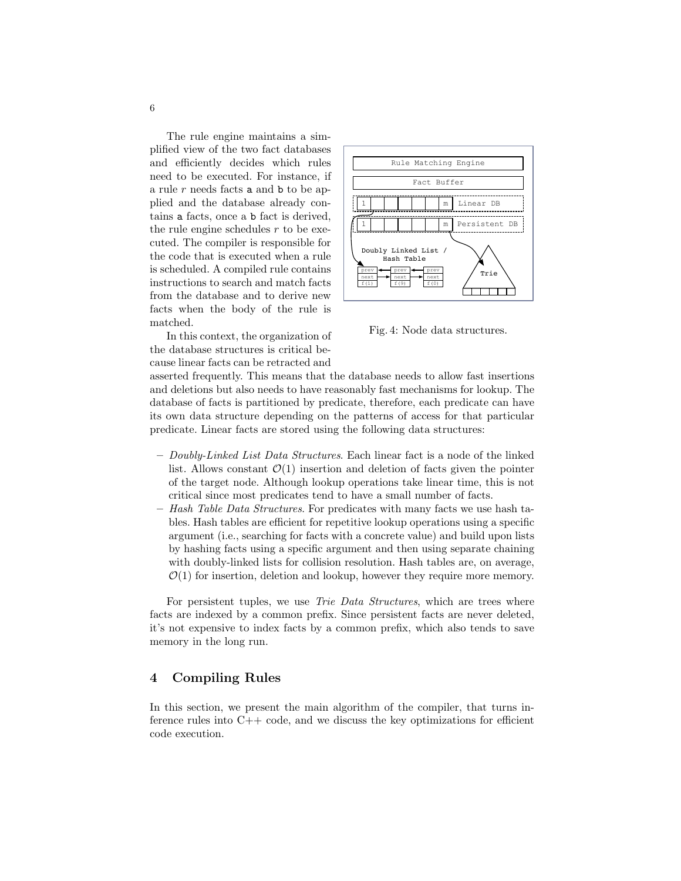The rule engine maintains a simplified view of the two fact databases and efficiently decides which rules need to be executed. For instance, if a rule $r$ needs facts `a` and `b` to be applied and the database already contains `a` facts, once a `b` fact is derived, the rule engine schedules $r$ to be executed. The compiler is responsible for the code that is executed when a rule is scheduled. A compiled rule contains instructions to search and match facts from the database and to derive new facts when the body of the rule is matched.

Fig. 4: Node data structures.

In this context, the organization of the database structures is critical because linear facts can be retracted and asserted frequently. This means that the database needs to allow fast insertions and deletions but also needs to have reasonably fast mechanisms for lookup. The database of facts is partitioned by predicate, therefore, each predicate can have its own data structure depending on the patterns of access for that particular predicate. Linear facts are stored using the following data structures:

- *Doubly-Linked List Data Structures*. Each linear fact is a node of the linked list. Allows constant $\mathcal{O}(1)$ insertion and deletion of facts given the pointer of the target node. Although lookup operations take linear time, this is not critical since most predicates tend to have a small number of facts.
- *Hash Table Data Structures*. For predicates with many facts we use hash tables. Hash tables are efficient for repetitive lookup operations using a specific argument (i.e., searching for facts with a concrete value) and build upon lists by hashing facts using a specific argument and then using separate chaining with doubly-linked lists for collision resolution. Hash tables are, on average, $\mathcal{O}(1)$ for insertion, deletion and lookup, however they require more memory.

For persistent tuples, we use *Trie Data Structures*, which are trees where facts are indexed by a common prefix. Since persistent facts are never deleted, it's not expensive to index facts by a common prefix, which also tends to save memory in the long run.

## 4 Compiling Rules

In this section, we present the main algorithm of the compiler, that turns inference rules into C++ code, and we discuss the key optimizations for efficient code execution.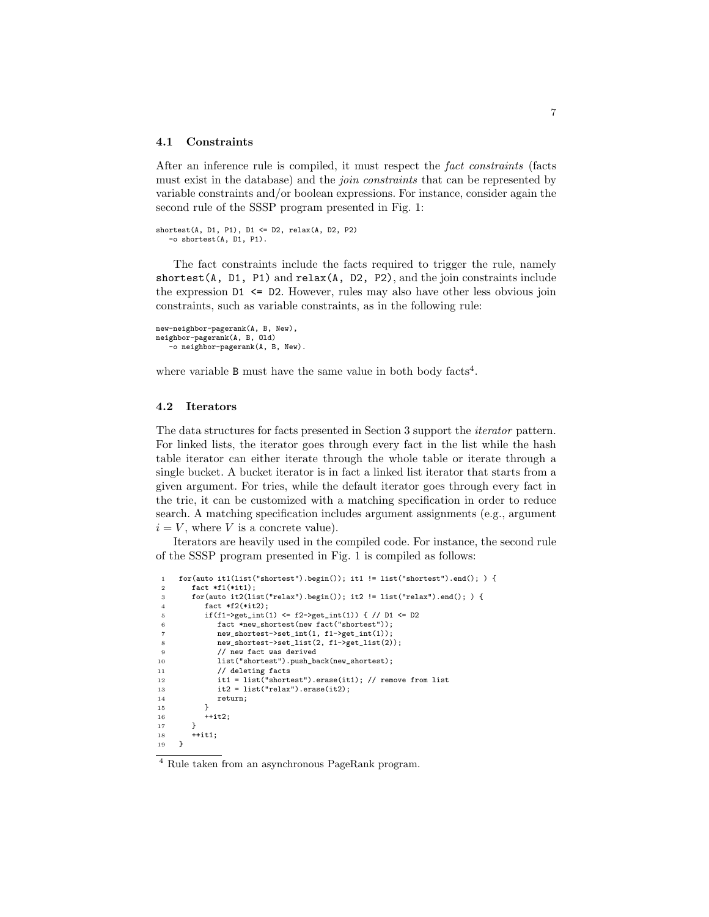### 4.1 Constraints

After an inference rule is compiled, it must respect the *fact constraints* (facts must exist in the database) and the *join constraints* that can be represented by variable constraints and/or boolean expressions. For instance, consider again the second rule of the SSSP program presented in Fig. 1:

```
shortest(A, D1, P1), D1 <= D2, relax(A, D2, P2)
   -o shortest(A, D1, P1).
```

The fact constraints include the facts required to trigger the rule, namely `shortest(A, D1, P1)` and `relax(A, D2, P2)`, and the join constraints include the expression `D1 <= D2`. However, rules may also have other less obvious join constraints, such as variable constraints, as in the following rule:

```
new-neighbor-pagerank(A, B, New),
neighbor-pagerank(A, B, Old)
   -o neighbor-pagerank(A, B, New).
```

where variable `B` must have the same value in both body facts[4].

### 4.2 Iterators

The data structures for facts presented in Section 3 support the *iterator* pattern. For linked lists, the iterator goes through every fact in the list while the hash table iterator can either iterate through the whole table or iterate through a single bucket. A bucket iterator is in fact a linked list iterator that starts from a given argument. For tries, while the default iterator goes through every fact in the trie, it can be customized with a matching specification in order to reduce search. A matching specification includes argument assignments (e.g., argument $i = V$, where $V$ is a concrete value).

Iterators are heavily used in the compiled code. For instance, the second rule of the SSSP program presented in Fig. 1 is compiled as follows:

```
1  for(auto it1(list("shortest").begin()); it1 != list("shortest").end(); ) {
2     fact *f1(*it1);
3     for(auto it2(list("relax").begin()); it2 != list("relax").end(); ) {
4        fact *f2(*it2);
5        if(f1->get_int(1) <= f2->get_int(1)) { // D1 <= D2
6           fact *new_shortest(new fact("shortest"));
7           new_shortest->set_int(1, f1->get_int(1));
8           new_shortest->set_list(2, f1->get_list(2));
9           // new fact was derived
10          list("shortest").push_back(new_shortest);
11          // deleting facts
12          it1 = list("shortest").erase(it1); // remove from list
13          it2 = list("relax").erase(it2);
14          return;
15       }
16       ++it2;
17    }
18    ++it1;
19 }
```

[4] Rule taken from an asynchronous PageRank program.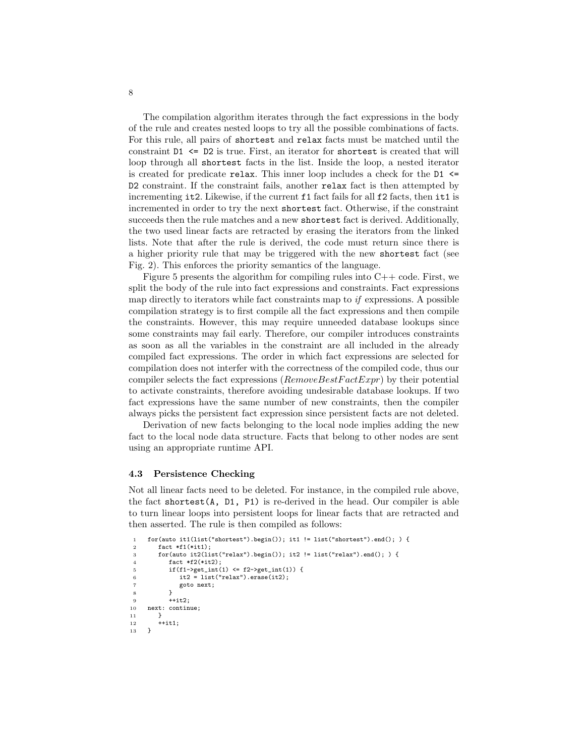The compilation algorithm iterates through the fact expressions in the body of the rule and creates nested loops to try all the possible combinations of facts. For this rule, all pairs of `shortest` and `relax` facts must be matched until the constraint `D1 <= D2` is true. First, an iterator for `shortest` is created that will loop through all `shortest` facts in the list. Inside the loop, a nested iterator is created for predicate `relax`. This inner loop includes a check for the `D1 <= D2` constraint. If the constraint fails, another `relax` fact is then attempted by incrementing `it2`. Likewise, if the current `f1` fact fails for all `f2` facts, then `it1` is incremented in order to try the next `shortest` fact. Otherwise, if the constraint succeeds then the rule matches and a new `shortest` fact is derived. Additionally, the two used linear facts are retracted by erasing the iterators from the linked lists. Note that after the rule is derived, the code must return since there is a higher priority rule that may be triggered with the new `shortest` fact (see Fig. 2). This enforces the priority semantics of the language.

Figure 5 presents the algorithm for compiling rules into C++ code. First, we split the body of the rule into fact expressions and constraints. Fact expressions map directly to iterators while fact constraints map to *if* expressions. A possible compilation strategy is to first compile all the fact expressions and then compile the constraints. However, this may require unneeded database lookups since some constraints may fail early. Therefore, our compiler introduces constraints as soon as all the variables in the constraint are all included in the already compiled fact expressions. The order in which fact expressions are selected for compilation does not interfer with the correctness of the compiled code, thus our compiler selects the fact expressions (*RemoveBestFactExpr*) by their potential to activate constraints, therefore avoiding undesirable database lookups. If two fact expressions have the same number of new constraints, then the compiler always picks the persistent fact expression since persistent facts are not deleted.

Derivation of new facts belonging to the local node implies adding the new fact to the local node data structure. Facts that belong to other nodes are sent using an appropriate runtime API.

### 4.3 Persistence Checking

Not all linear facts need to be deleted. For instance, in the compiled rule above, the fact `shortest(A, D1, P1)` is re-derived in the head. Our compiler is able to turn linear loops into persistent loops for linear facts that are retracted and then asserted. The rule is then compiled as follows:

```
1  for(auto it1(list("shortest").begin()); it1 != list("shortest").end(); ) {
2     fact *f1(*it1);
3     for(auto it2(list("relax").begin()); it2 != list("relax").end(); ) {
4        fact *f2(*it2);
5        if(f1->get_int(1) <= f2->get_int(1)) {
6           it2 = list("relax").erase(it2);
7           goto next;
8        }
9        ++it2;
10 next: continue;
11    }
12    ++it1;
13 }
```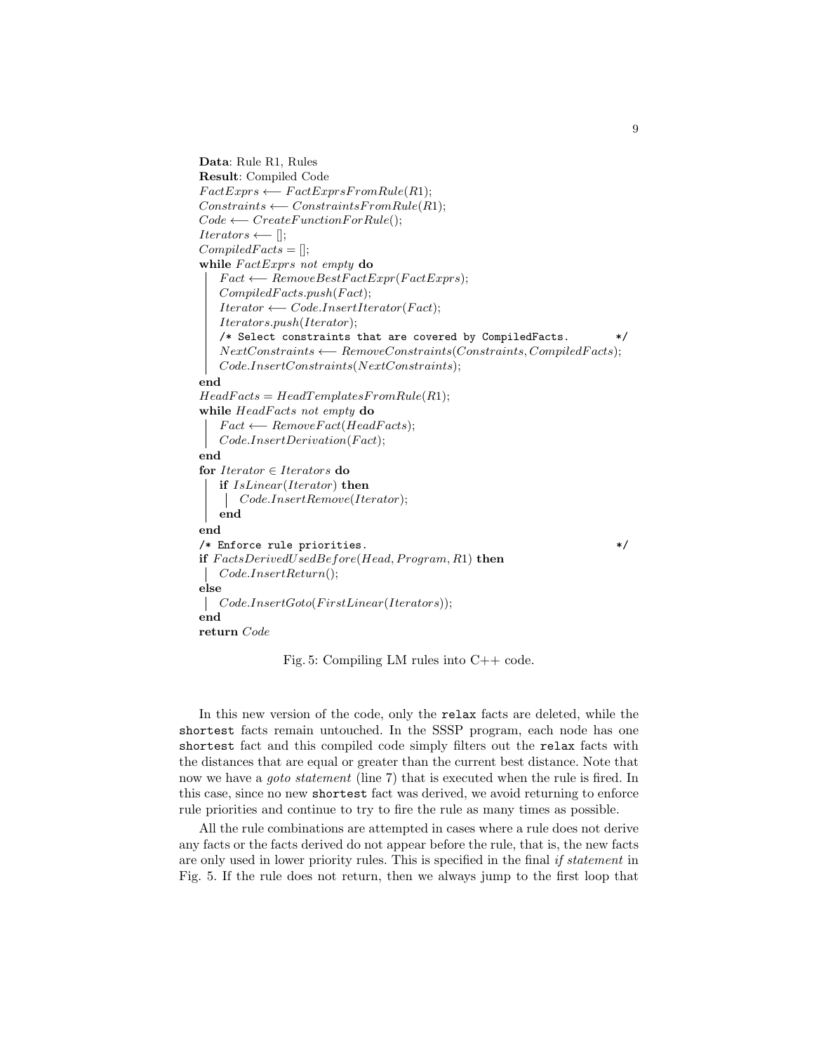```
Data: Rule R1, Rules
Result: Compiled Code
FactExprs ⟵ FactExprsFromRule(R1);
Constraints ⟵ ConstraintsFromRule(R1);
Code ⟵ CreateFunctionForRule();
Iterators ⟵ [];
CompiledFacts = [];
while FactExprs not empty do
    Fact ⟵ RemoveBestFactExpr(FactExprs);
    CompiledFacts.push(Fact);
    Iterator ⟵ Code.InsertIterator(Fact);
    Iterators.push(Iterator);
    /* Select constraints that are covered by CompiledFacts.        */
    NextConstraints ⟵ RemoveConstraints(Constraints, CompiledFacts);
    Code.InsertConstraints(NextConstraints);
end
HeadFacts = HeadTemplatesFromRule(R1);
while HeadFacts not empty do
    Fact ⟵ RemoveFact(HeadFacts);
    Code.InsertDerivation(Fact);
end
for Iterator ∈ Iterators do
    if IsLinear(Iterator) then
        Code.InsertRemove(Iterator);
    end
end
/* Enforce rule priorities.                                          */
if FactsDerivedUsedBefore(Head, Program, R1) then
    Code.InsertReturn();
else
    Code.InsertGoto(FirstLinear(Iterators));
end
return Code
```

Fig. 5: Compiling LM rules into C++ code.

In this new version of the code, only the `relax` facts are deleted, while the `shortest` facts remain untouched. In the SSSP program, each node has one `shortest` fact and this compiled code simply filters out the `relax` facts with the distances that are equal or greater than the current best distance. Note that now we have a *goto statement* (line 7) that is executed when the rule is fired. In this case, since no new `shortest` fact was derived, we avoid returning to enforce rule priorities and continue to try to fire the rule as many times as possible.

All the rule combinations are attempted in cases where a rule does not derive any facts or the facts derived do not appear before the rule, that is, the new facts are only used in lower priority rules. This is specified in the final *if statement* in Fig. 5. If the rule does not return, then we always jump to the first loop that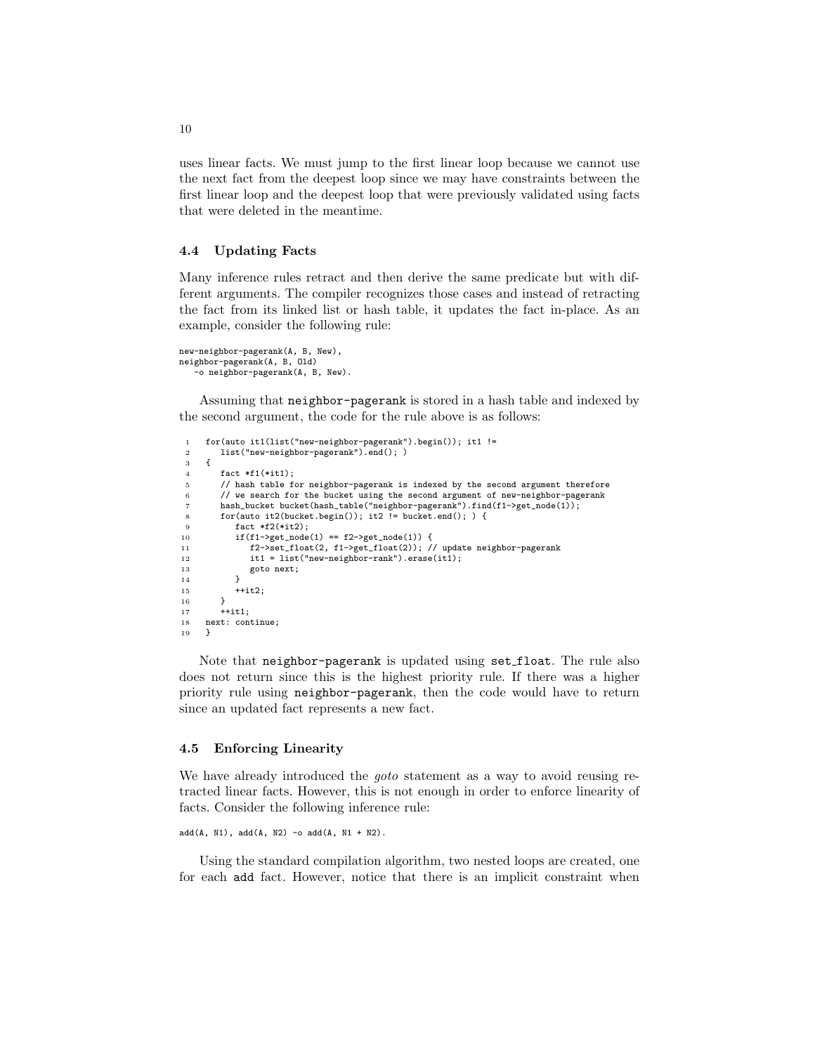uses linear facts. We must jump to the first linear loop because we cannot use the next fact from the deepest loop since we may have constraints between the first linear loop and the deepest loop that were previously validated using facts that were deleted in the meantime.

### 4.4 Updating Facts

Many inference rules retract and then derive the same predicate but with different arguments. The compiler recognizes those cases and instead of retracting the fact from its linked list or hash table, it updates the fact in-place. As an example, consider the following rule:

```
new-neighbor-pagerank(A, B, New),
neighbor-pagerank(A, B, Old)
   -o neighbor-pagerank(A, B, New).
```

Assuming that neighbor-pagerank is stored in a hash table and indexed by the second argument, the code for the rule above is as follows:

```
1   for(auto it1(list("new-neighbor-pagerank").begin()); it1 !=
2       list("new-neighbor-pagerank").end(); )
3   {
4       fact *f1(*it1);
5       // hash table for neighbor-pagerank is indexed by the second argument therefore
6       // we search for the bucket using the second argument of new-neighbor-pagerank
7       hash_bucket bucket(hash_table("neighbor-pagerank").find(f1->get_node(1));
8       for(auto it2(bucket.begin()); it2 != bucket.end(); ) {
9           fact *f2(*it2);
10          if(f1->get_node(1) == f2->get_node(1)) {
11              f2->set_float(2, f1->get_float(2)); // update neighbor-pagerank
12              it1 = list("new-neighbor-rank").erase(it1);
13              goto next;
14          }
15          ++it2;
16      }
17      ++it1;
18  next: continue;
19  }
```

Note that neighbor-pagerank is updated using set_float. The rule also does not return since this is the highest priority rule. If there was a higher priority rule using neighbor-pagerank, then the code would have to return since an updated fact represents a new fact.

### 4.5 Enforcing Linearity

We have already introduced the *goto* statement as a way to avoid reusing retracted linear facts. However, this is not enough in order to enforce linearity of facts. Consider the following inference rule:

```
add(A, N1), add(A, N2) -o add(A, N1 + N2).
```

Using the standard compilation algorithm, two nested loops are created, one for each add fact. However, notice that there is an implicit constraint when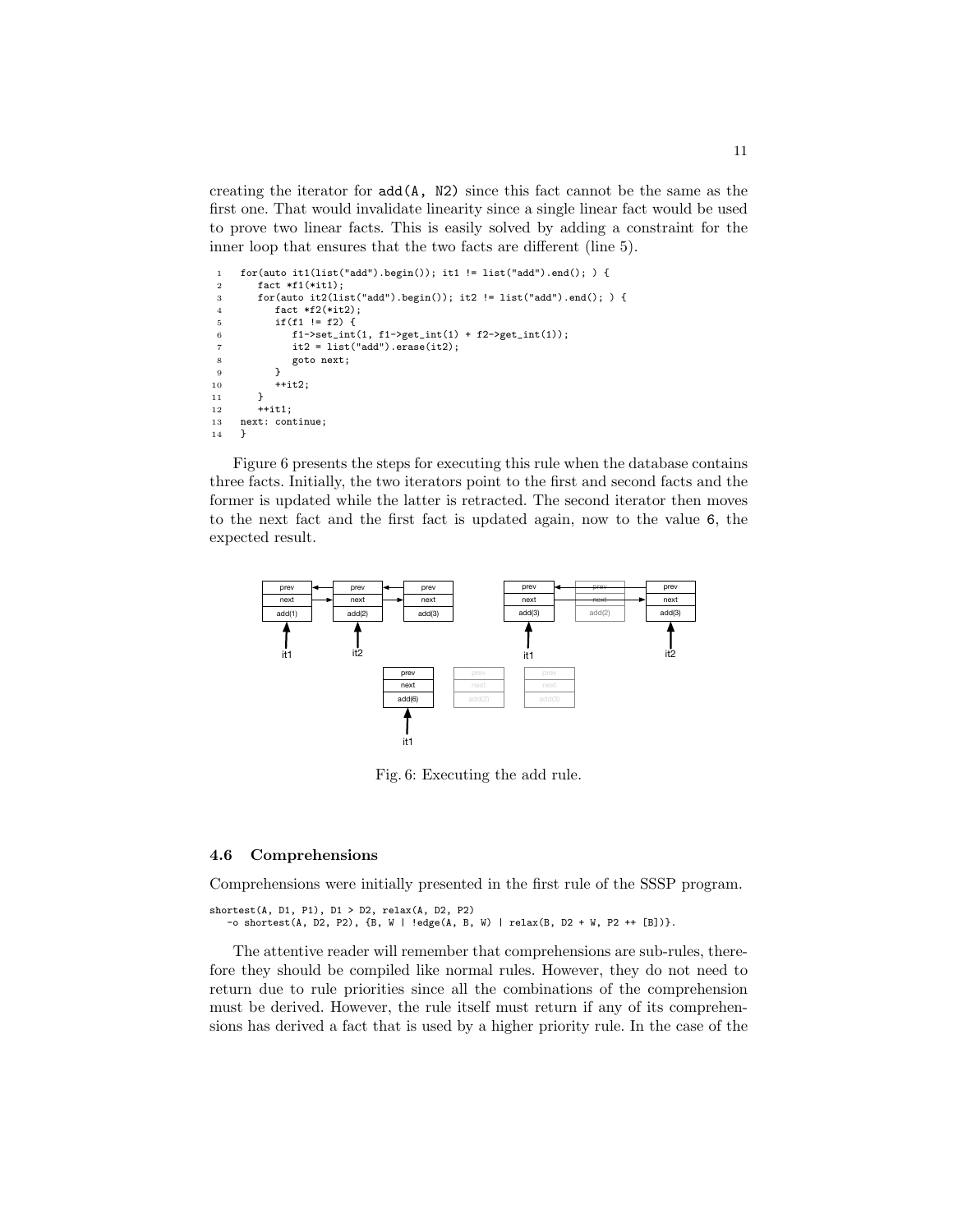creating the iterator for `add(A, N2)` since this fact cannot be the same as the first one. That would invalidate linearity since a single linear fact would be used to prove two linear facts. This is easily solved by adding a constraint for the inner loop that ensures that the two facts are different (line 5).

```
1  for(auto it1(list("add").begin()); it1 != list("add").end(); ) {
2     fact *f1(*it1);
3     for(auto it2(list("add").begin()); it2 != list("add").end(); ) {
4        fact *f2(*it2);
5        if(f1 != f2) {
6           f1->set_int(1, f1->get_int(1) + f2->get_int(1));
7           it2 = list("add").erase(it2);
8           goto next;
9        }
10       ++it2;
11    }
12    ++it1;
13 next: continue;
14 }
```

Figure 6 presents the steps for executing this rule when the database contains three facts. Initially, the two iterators point to the first and second facts and the former is updated while the latter is retracted. The second iterator then moves to the next fact and the first fact is updated again, now to the value 6, the expected result.

Fig. 6: Executing the add rule.

### 4.6 Comprehensions

Comprehensions were initially presented in the first rule of the SSSP program.

```
shortest(A, D1, P1), D1 > D2, relax(A, D2, P2)
   -o shortest(A, D2, P2), {B, W | !edge(A, B, W) | relax(B, D2 + W, P2 ++ [B])}.
```

The attentive reader will remember that comprehensions are sub-rules, therefore they should be compiled like normal rules. However, they do not need to return due to rule priorities since all the combinations of the comprehension must be derived. However, the rule itself must return if any of its comprehensions has derived a fact that is used by a higher priority rule. In the case of the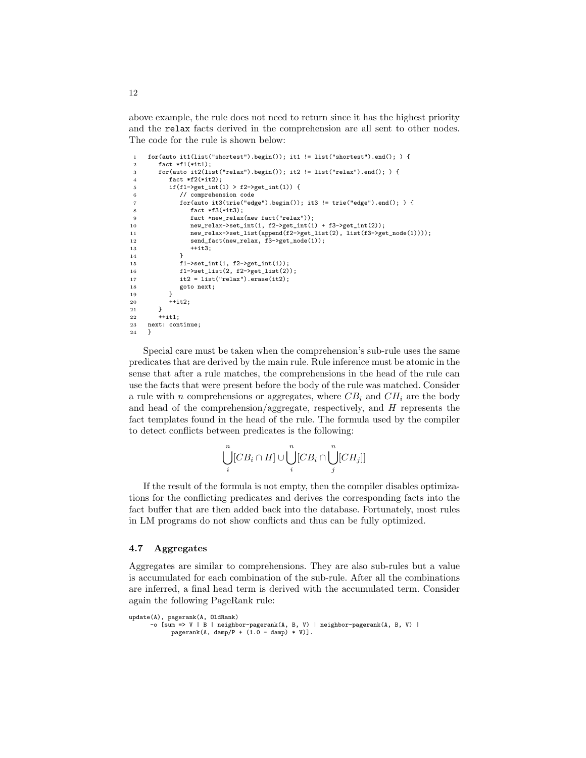above example, the rule does not need to return since it has the highest priority and the `relax` facts derived in the comprehension are all sent to other nodes. The code for the rule is shown below:

```
for(auto it1(list("shortest").begin()); it1 != list("shortest").end(); ) {
   fact *f1(*it1);
   for(auto it2(list("relax").begin()); it2 != list("relax").end(); ) {
      fact *f2(*it2);
      if(f1->get_int(1) > f2->get_int(1)) {
         // comprehension code
         for(auto it3(trie("edge").begin()); it3 != trie("edge").end(); ) {
            fact *f3(*it3);
            fact *new_relax(new fact("relax"));
            new_relax->set_int(1, f2->get_int(1) + f3->get_int(2));
            new_relax->set_list(append(f2->get_list(2), list(f3->get_node(1))));
            send_fact(new_relax, f3->get_node(1));
            ++it3;
         }
         f1->set_int(1, f2->get_int(1));
         f1->set_list(2, f2->get_list(2));
         it2 = list("relax").erase(it2);
         goto next;
      }
      ++it2;
   }
   ++it1;
next: continue;
}
```

Special care must be taken when the comprehension's sub-rule uses the same predicates that are derived by the main rule. Rule inference must be atomic in the sense that after a rule matches, the comprehensions in the head of the rule can use the facts that were present before the body of the rule was matched. Consider a rule with $n$ comprehensions or aggregates, where $CB_i$ and $CH_i$ are the body and head of the comprehension/aggregate, respectively, and $H$ represents the fact templates found in the head of the rule. The formula used by the compiler to detect conflicts between predicates is the following:

$$\bigcup_{i}^{n}[CB_i \cap H] \cup \bigcup_{i}^{n}[CB_i \cap \bigcup_{j}^{n}[CH_j]]$$

If the result of the formula is not empty, then the compiler disables optimizations for the conflicting predicates and derives the corresponding facts into the fact buffer that are then added back into the database. Fortunately, most rules in LM programs do not show conflicts and thus can be fully optimized.

### 4.7 Aggregates

Aggregates are similar to comprehensions. They are also sub-rules but a value is accumulated for each combination of the sub-rule. After all the combinations are inferred, a final head term is derived with the accumulated term. Consider again the following PageRank rule:

```
update(A), pagerank(A, OldRank)
      -o [sum => V | B | neighbor-pagerank(A, B, V) | neighbor-pagerank(A, B, V) |
           pagerank(A, damp/P + (1.0 - damp) * V)].
```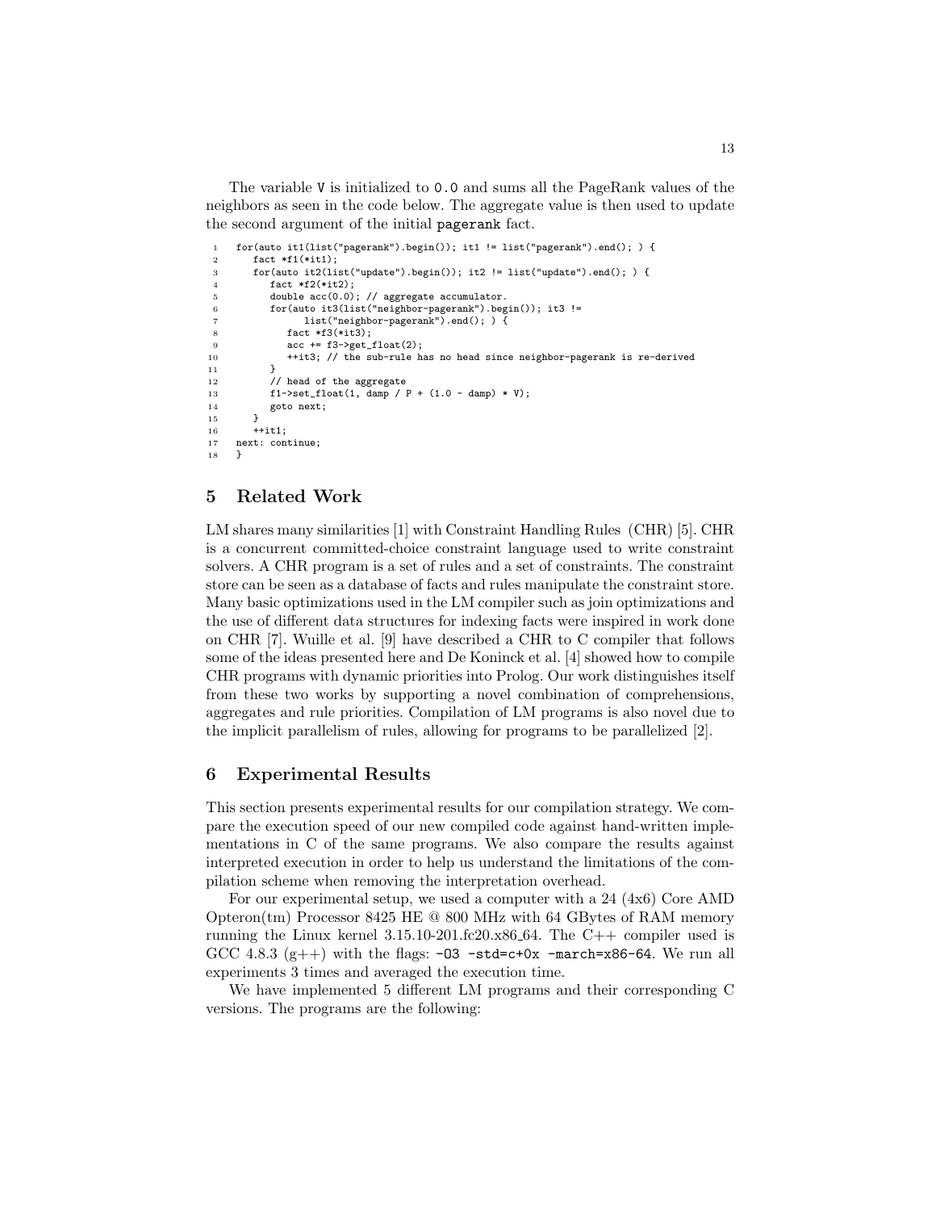The variable `V` is initialized to `0.0` and sums all the PageRank values of the neighbors as seen in the code below. The aggregate value is then used to update the second argument of the initial `pagerank` fact.

```
for(auto it1(list("pagerank").begin()); it1 != list("pagerank").end(); ) {
   fact *f1(*it1);
   for(auto it2(list("update").begin()); it2 != list("update").end(); ) {
      fact *f2(*it2);
      double acc(0.0); // aggregate accumulator.
      for(auto it3(list("neighbor-pagerank").begin()); it3 !=
            list("neighbor-pagerank").end(); ) {
         fact *f3(*it3);
         acc += f3->get_float(2);
         ++it3; // the sub-rule has no head since neighbor-pagerank is re-derived
      }
      // head of the aggregate
      f1->set_float(1, damp / P + (1.0 - damp) * V);
      goto next;
   }
   ++it1;
next: continue;
}
```

## 5 Related Work

LM shares many similarities [1] with Constraint Handling Rules (CHR) [5]. CHR is a concurrent committed-choice constraint language used to write constraint solvers. A CHR program is a set of rules and a set of constraints. The constraint store can be seen as a database of facts and rules manipulate the constraint store. Many basic optimizations used in the LM compiler such as join optimizations and the use of different data structures for indexing facts were inspired in work done on CHR [7]. Wuille et al. [9] have described a CHR to C compiler that follows some of the ideas presented here and De Koninck et al. [4] showed how to compile CHR programs with dynamic priorities into Prolog. Our work distinguishes itself from these two works by supporting a novel combination of comprehensions, aggregates and rule priorities. Compilation of LM programs is also novel due to the implicit parallelism of rules, allowing for programs to be parallelized [2].

## 6 Experimental Results

This section presents experimental results for our compilation strategy. We compare the execution speed of our new compiled code against hand-written implementations in C of the same programs. We also compare the results against interpreted execution in order to help us understand the limitations of the compilation scheme when removing the interpretation overhead.

For our experimental setup, we used a computer with a 24 (4x6) Core AMD Opteron(tm) Processor 8425 HE @ 800 MHz with 64 GBytes of RAM memory running the Linux kernel 3.15.10-201.fc20.x86_64. The C++ compiler used is GCC 4.8.3 (g++) with the flags: `-O3 -std=c+0x -march=x86-64`. We run all experiments 3 times and averaged the execution time.

We have implemented 5 different LM programs and their corresponding C versions. The programs are the following: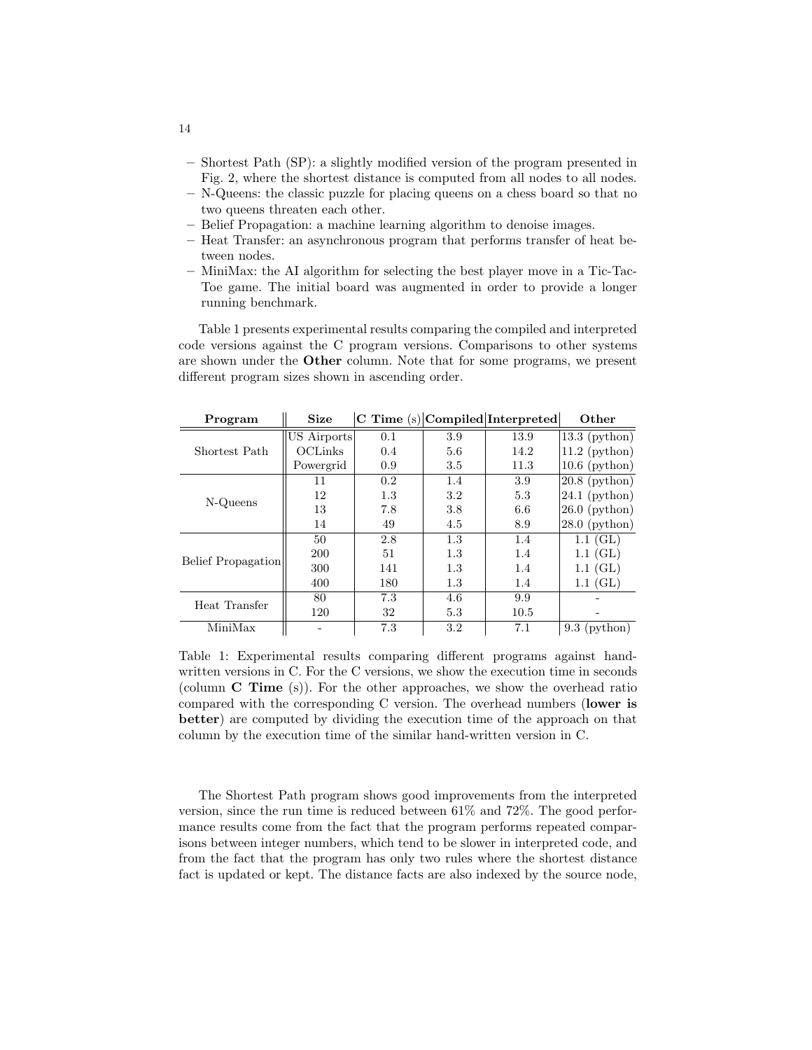- Shortest Path (SP): a slightly modified version of the program presented in Fig. 2, where the shortest distance is computed from all nodes to all nodes.
- N-Queens: the classic puzzle for placing queens on a chess board so that no two queens threaten each other.
- Belief Propagation: a machine learning algorithm to denoise images.
- Heat Transfer: an asynchronous program that performs transfer of heat between nodes.
- MiniMax: the AI algorithm for selecting the best player move in a Tic-Tac-Toe game. The initial board was augmented in order to provide a longer running benchmark.

Table 1 presents experimental results comparing the compiled and interpreted code versions against the C program versions. Comparisons to other systems are shown under the **Other** column. Note that for some programs, we present different program sizes shown in ascending order.

| **Program** | **Size** | **C Time** (s) | **Compiled** | **Interpreted** | **Other** |
|---|---|---|---|---|---|
| Shortest Path | US Airports | 0.1 | 3.9 | 13.9 | 13.3 (python) |
| | OCLinks | 0.4 | 5.6 | 14.2 | 11.2 (python) |
| | Powergrid | 0.9 | 3.5 | 11.3 | 10.6 (python) |
| N-Queens | 11 | 0.2 | 1.4 | 3.9 | 20.8 (python) |
| | 12 | 1.3 | 3.2 | 5.3 | 24.1 (python) |
| | 13 | 7.8 | 3.8 | 6.6 | 26.0 (python) |
| | 14 | 49 | 4.5 | 8.9 | 28.0 (python) |
| Belief Propagation | 50 | 2.8 | 1.3 | 1.4 | 1.1 (GL) |
| | 200 | 51 | 1.3 | 1.4 | 1.1 (GL) |
| | 300 | 141 | 1.3 | 1.4 | 1.1 (GL) |
| | 400 | 180 | 1.3 | 1.4 | 1.1 (GL) |
| Heat Transfer | 80 | 7.3 | 4.6 | 9.9 | - |
| | 120 | 32 | 5.3 | 10.5 | - |
| MiniMax | - | 7.3 | 3.2 | 7.1 | 9.3 (python) |

Table 1: Experimental results comparing different programs against hand-written versions in C. For the C versions, we show the execution time in seconds (column **C Time** (s)). For the other approaches, we show the overhead ratio compared with the corresponding C version. The overhead numbers (**lower is better**) are computed by dividing the execution time of the approach on that column by the execution time of the similar hand-written version in C.

The Shortest Path program shows good improvements from the interpreted version, since the run time is reduced between 61% and 72%. The good performance results come from the fact that the program performs repeated comparisons between integer numbers, which tend to be slower in interpreted code, and from the fact that the program has only two rules where the shortest distance fact is updated or kept. The distance facts are also indexed by the source node,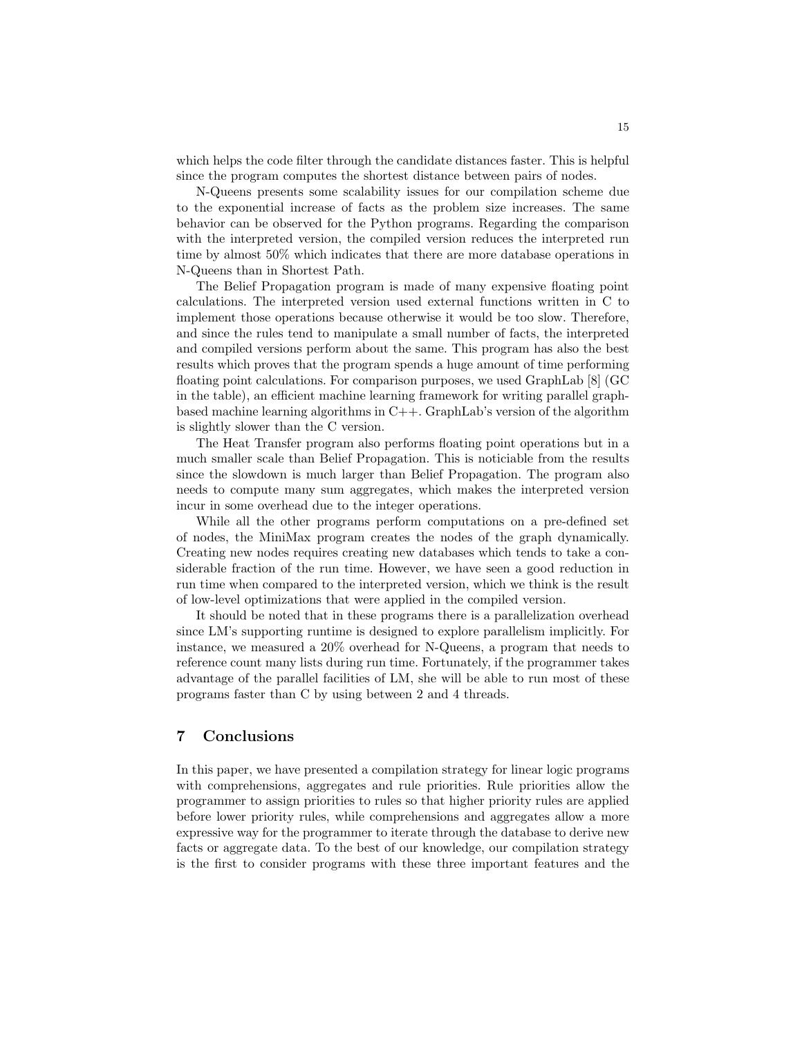which helps the code filter through the candidate distances faster. This is helpful since the program computes the shortest distance between pairs of nodes.

N-Queens presents some scalability issues for our compilation scheme due to the exponential increase of facts as the problem size increases. The same behavior can be observed for the Python programs. Regarding the comparison with the interpreted version, the compiled version reduces the interpreted run time by almost 50% which indicates that there are more database operations in N-Queens than in Shortest Path.

The Belief Propagation program is made of many expensive floating point calculations. The interpreted version used external functions written in C to implement those operations because otherwise it would be too slow. Therefore, and since the rules tend to manipulate a small number of facts, the interpreted and compiled versions perform about the same. This program has also the best results which proves that the program spends a huge amount of time performing floating point calculations. For comparison purposes, we used GraphLab [8] (GC in the table), an efficient machine learning framework for writing parallel graph-based machine learning algorithms in C++. GraphLab's version of the algorithm is slightly slower than the C version.

The Heat Transfer program also performs floating point operations but in a much smaller scale than Belief Propagation. This is noticiable from the results since the slowdown is much larger than Belief Propagation. The program also needs to compute many sum aggregates, which makes the interpreted version incur in some overhead due to the integer operations.

While all the other programs perform computations on a pre-defined set of nodes, the MiniMax program creates the nodes of the graph dynamically. Creating new nodes requires creating new databases which tends to take a considerable fraction of the run time. However, we have seen a good reduction in run time when compared to the interpreted version, which we think is the result of low-level optimizations that were applied in the compiled version.

It should be noted that in these programs there is a parallelization overhead since LM's supporting runtime is designed to explore parallelism implicitly. For instance, we measured a 20% overhead for N-Queens, a program that needs to reference count many lists during run time. Fortunately, if the programmer takes advantage of the parallel facilities of LM, she will be able to run most of these programs faster than C by using between 2 and 4 threads.

## 7 Conclusions

In this paper, we have presented a compilation strategy for linear logic programs with comprehensions, aggregates and rule priorities. Rule priorities allow the programmer to assign priorities to rules so that higher priority rules are applied before lower priority rules, while comprehensions and aggregates allow a more expressive way for the programmer to iterate through the database to derive new facts or aggregate data. To the best of our knowledge, our compilation strategy is the first to consider programs with these three important features and the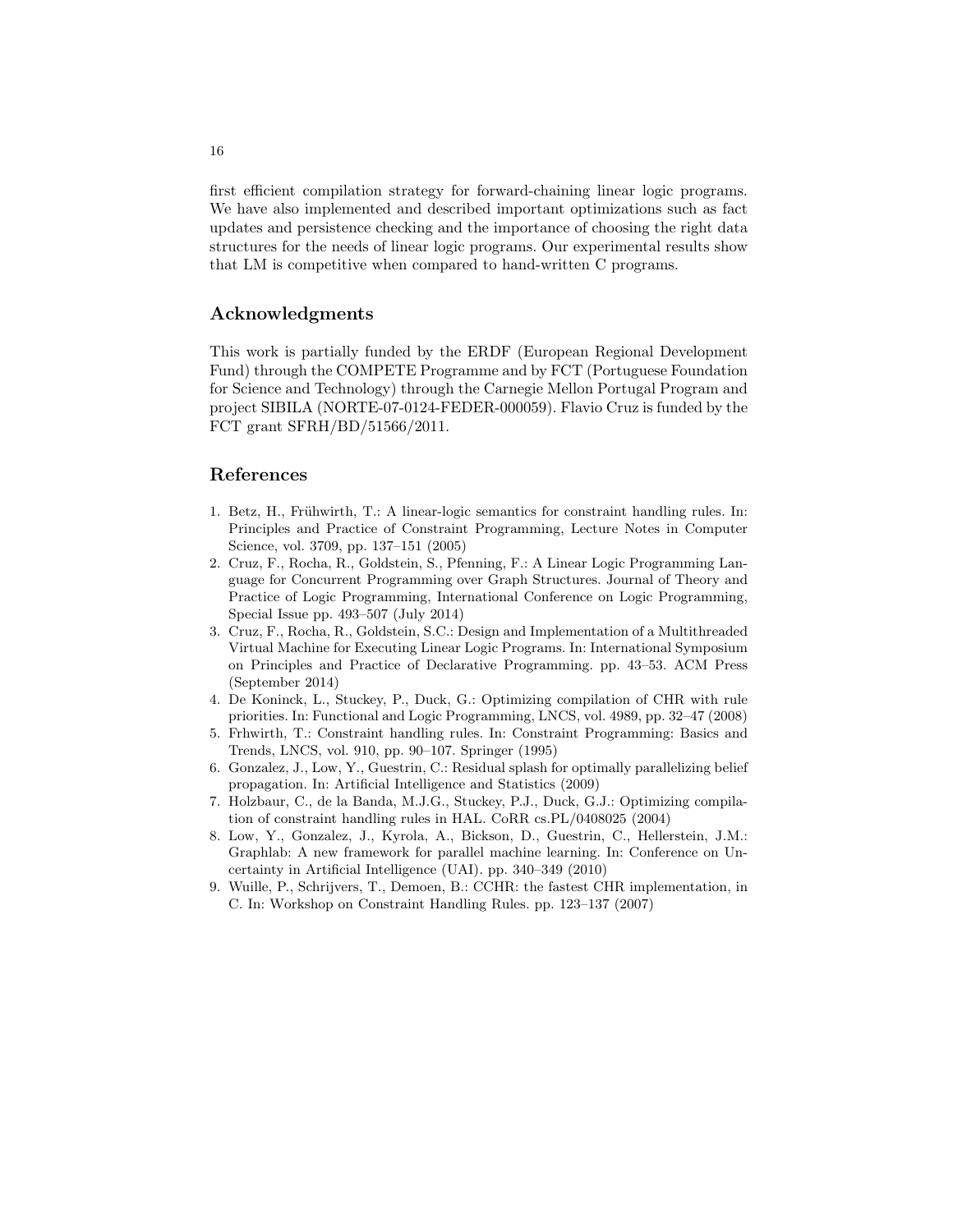first efficient compilation strategy for forward-chaining linear logic programs. We have also implemented and described important optimizations such as fact updates and persistence checking and the importance of choosing the right data structures for the needs of linear logic programs. Our experimental results show that LM is competitive when compared to hand-written C programs.

## Acknowledgments

This work is partially funded by the ERDF (European Regional Development Fund) through the COMPETE Programme and by FCT (Portuguese Foundation for Science and Technology) through the Carnegie Mellon Portugal Program and project SIBILA (NORTE-07-0124-FEDER-000059). Flavio Cruz is funded by the FCT grant SFRH/BD/51566/2011.

## References

1. Betz, H., Frühwirth, T.: A linear-logic semantics for constraint handling rules. In: Principles and Practice of Constraint Programming, Lecture Notes in Computer Science, vol. 3709, pp. 137–151 (2005)
2. Cruz, F., Rocha, R., Goldstein, S., Pfenning, F.: A Linear Logic Programming Language for Concurrent Programming over Graph Structures. Journal of Theory and Practice of Logic Programming, International Conference on Logic Programming, Special Issue pp. 493–507 (July 2014)
3. Cruz, F., Rocha, R., Goldstein, S.C.: Design and Implementation of a Multithreaded Virtual Machine for Executing Linear Logic Programs. In: International Symposium on Principles and Practice of Declarative Programming. pp. 43–53. ACM Press (September 2014)
4. De Koninck, L., Stuckey, P., Duck, G.: Optimizing compilation of CHR with rule priorities. In: Functional and Logic Programming, LNCS, vol. 4989, pp. 32–47 (2008)
5. Frhwirth, T.: Constraint handling rules. In: Constraint Programming: Basics and Trends, LNCS, vol. 910, pp. 90–107. Springer (1995)
6. Gonzalez, J., Low, Y., Guestrin, C.: Residual splash for optimally parallelizing belief propagation. In: Artificial Intelligence and Statistics (2009)
7. Holzbaur, C., de la Banda, M.J.G., Stuckey, P.J., Duck, G.J.: Optimizing compilation of constraint handling rules in HAL. CoRR cs.PL/0408025 (2004)
8. Low, Y., Gonzalez, J., Kyrola, A., Bickson, D., Guestrin, C., Hellerstein, J.M.: Graphlab: A new framework for parallel machine learning. In: Conference on Uncertainty in Artificial Intelligence (UAI). pp. 340–349 (2010)
9. Wuille, P., Schrijvers, T., Demoen, B.: CCHR: the fastest CHR implementation, in C. In: Workshop on Constraint Handling Rules. pp. 123–137 (2007)